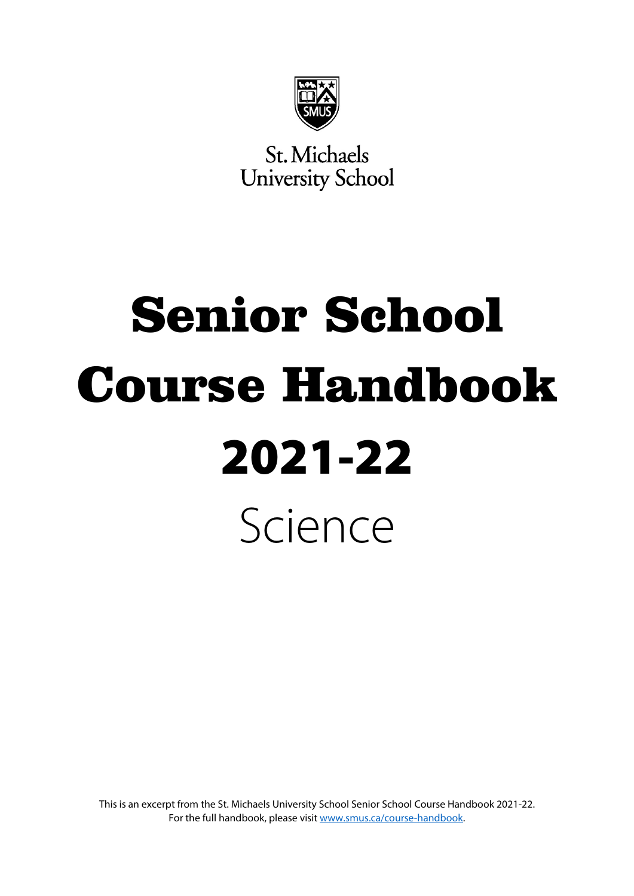St. Michaels University School

# Senior School Course Handbook 2021-22

## Science

This is an excerpt from the St. Michaels University School Senior School Course Handbook 2021-22.
For the full handbook, please visit [www.smus.ca/course-handbook](http://www.smus.ca/course-handbook).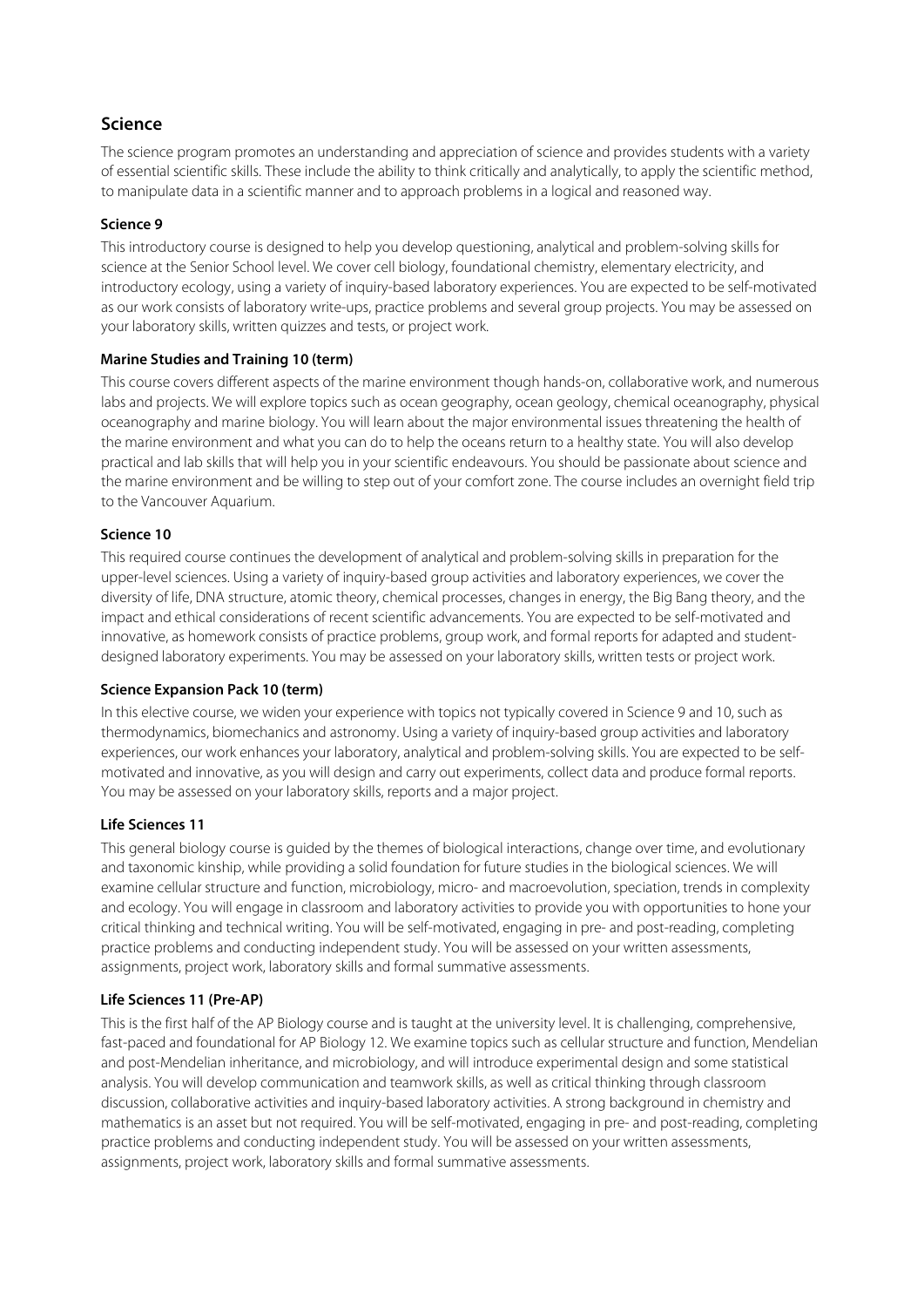## Science

The science program promotes an understanding and appreciation of science and provides students with a variety of essential scientific skills. These include the ability to think critically and analytically, to apply the scientific method, to manipulate data in a scientific manner and to approach problems in a logical and reasoned way.

### Science 9

This introductory course is designed to help you develop questioning, analytical and problem-solving skills for science at the Senior School level. We cover cell biology, foundational chemistry, elementary electricity, and introductory ecology, using a variety of inquiry-based laboratory experiences. You are expected to be self-motivated as our work consists of laboratory write-ups, practice problems and several group projects. You may be assessed on your laboratory skills, written quizzes and tests, or project work.

### Marine Studies and Training 10 (term)

This course covers different aspects of the marine environment though hands-on, collaborative work, and numerous labs and projects. We will explore topics such as ocean geography, ocean geology, chemical oceanography, physical oceanography and marine biology. You will learn about the major environmental issues threatening the health of the marine environment and what you can do to help the oceans return to a healthy state. You will also develop practical and lab skills that will help you in your scientific endeavours. You should be passionate about science and the marine environment and be willing to step out of your comfort zone. The course includes an overnight field trip to the Vancouver Aquarium.

### Science 10

This required course continues the development of analytical and problem-solving skills in preparation for the upper-level sciences. Using a variety of inquiry-based group activities and laboratory experiences, we cover the diversity of life, DNA structure, atomic theory, chemical processes, changes in energy, the Big Bang theory, and the impact and ethical considerations of recent scientific advancements. You are expected to be self-motivated and innovative, as homework consists of practice problems, group work, and formal reports for adapted and student-designed laboratory experiments. You may be assessed on your laboratory skills, written tests or project work.

### Science Expansion Pack 10 (term)

In this elective course, we widen your experience with topics not typically covered in Science 9 and 10, such as thermodynamics, biomechanics and astronomy. Using a variety of inquiry-based group activities and laboratory experiences, our work enhances your laboratory, analytical and problem-solving skills. You are expected to be self-motivated and innovative, as you will design and carry out experiments, collect data and produce formal reports. You may be assessed on your laboratory skills, reports and a major project.

### Life Sciences 11

This general biology course is guided by the themes of biological interactions, change over time, and evolutionary and taxonomic kinship, while providing a solid foundation for future studies in the biological sciences. We will examine cellular structure and function, microbiology, micro- and macroevolution, speciation, trends in complexity and ecology. You will engage in classroom and laboratory activities to provide you with opportunities to hone your critical thinking and technical writing. You will be self-motivated, engaging in pre- and post-reading, completing practice problems and conducting independent study. You will be assessed on your written assessments, assignments, project work, laboratory skills and formal summative assessments.

### Life Sciences 11 (Pre-AP)

This is the first half of the AP Biology course and is taught at the university level. It is challenging, comprehensive, fast-paced and foundational for AP Biology 12. We examine topics such as cellular structure and function, Mendelian and post-Mendelian inheritance, and microbiology, and will introduce experimental design and some statistical analysis. You will develop communication and teamwork skills, as well as critical thinking through classroom discussion, collaborative activities and inquiry-based laboratory activities. A strong background in chemistry and mathematics is an asset but not required. You will be self-motivated, engaging in pre- and post-reading, completing practice problems and conducting independent study. You will be assessed on your written assessments, assignments, project work, laboratory skills and formal summative assessments.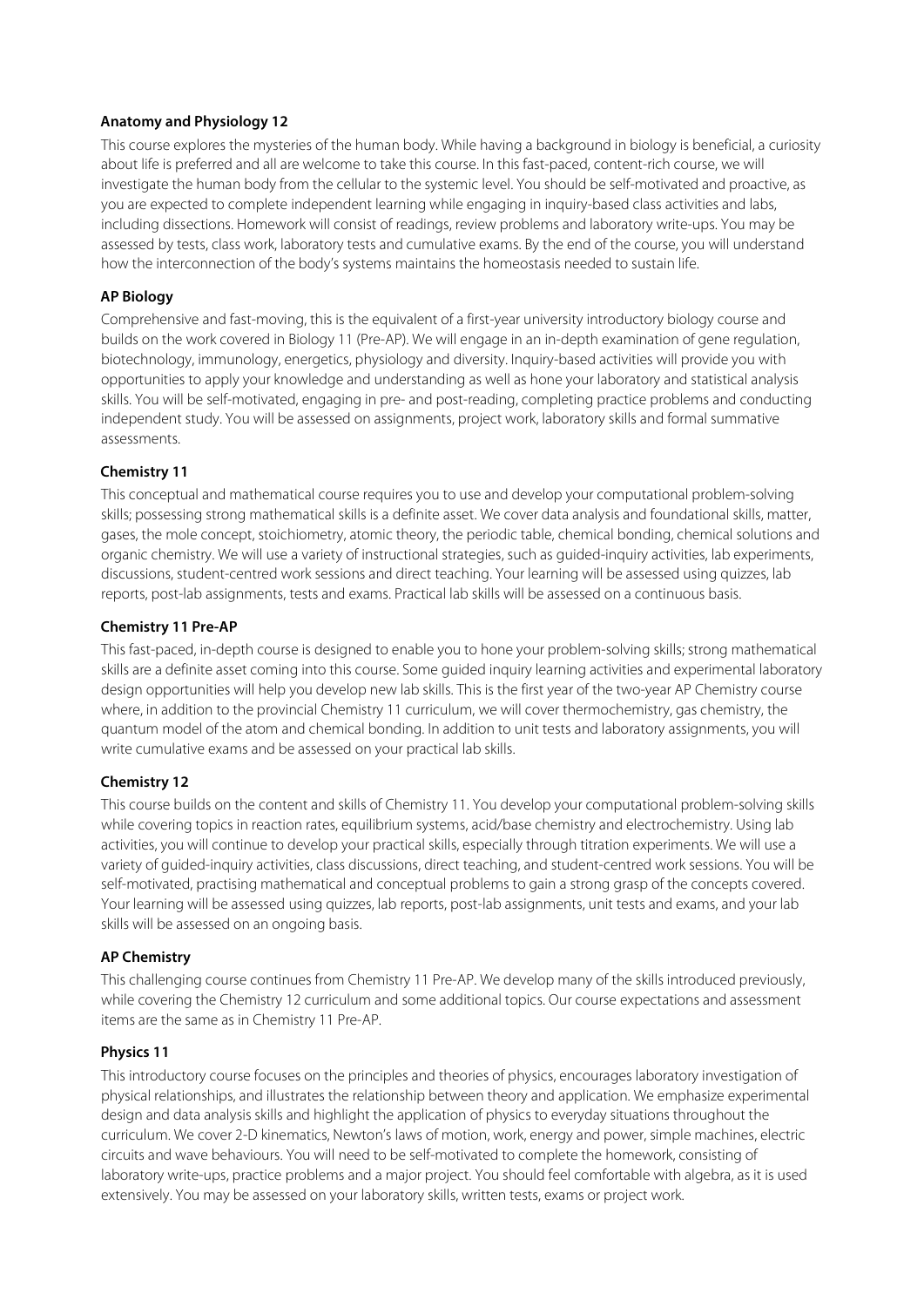### Anatomy and Physiology 12

This course explores the mysteries of the human body. While having a background in biology is beneficial, a curiosity about life is preferred and all are welcome to take this course. In this fast-paced, content-rich course, we will investigate the human body from the cellular to the systemic level. You should be self-motivated and proactive, as you are expected to complete independent learning while engaging in inquiry-based class activities and labs, including dissections. Homework will consist of readings, review problems and laboratory write-ups. You may be assessed by tests, class work, laboratory tests and cumulative exams. By the end of the course, you will understand how the interconnection of the body's systems maintains the homeostasis needed to sustain life.

### AP Biology

Comprehensive and fast-moving, this is the equivalent of a first-year university introductory biology course and builds on the work covered in Biology 11 (Pre-AP). We will engage in an in-depth examination of gene regulation, biotechnology, immunology, energetics, physiology and diversity. Inquiry-based activities will provide you with opportunities to apply your knowledge and understanding as well as hone your laboratory and statistical analysis skills. You will be self-motivated, engaging in pre- and post-reading, completing practice problems and conducting independent study. You will be assessed on assignments, project work, laboratory skills and formal summative assessments.

### Chemistry 11

This conceptual and mathematical course requires you to use and develop your computational problem-solving skills; possessing strong mathematical skills is a definite asset. We cover data analysis and foundational skills, matter, gases, the mole concept, stoichiometry, atomic theory, the periodic table, chemical bonding, chemical solutions and organic chemistry. We will use a variety of instructional strategies, such as guided-inquiry activities, lab experiments, discussions, student-centred work sessions and direct teaching. Your learning will be assessed using quizzes, lab reports, post-lab assignments, tests and exams. Practical lab skills will be assessed on a continuous basis.

### Chemistry 11 Pre-AP

This fast-paced, in-depth course is designed to enable you to hone your problem-solving skills; strong mathematical skills are a definite asset coming into this course. Some guided inquiry learning activities and experimental laboratory design opportunities will help you develop new lab skills. This is the first year of the two-year AP Chemistry course where, in addition to the provincial Chemistry 11 curriculum, we will cover thermochemistry, gas chemistry, the quantum model of the atom and chemical bonding. In addition to unit tests and laboratory assignments, you will write cumulative exams and be assessed on your practical lab skills.

### Chemistry 12

This course builds on the content and skills of Chemistry 11. You develop your computational problem-solving skills while covering topics in reaction rates, equilibrium systems, acid/base chemistry and electrochemistry. Using lab activities, you will continue to develop your practical skills, especially through titration experiments. We will use a variety of guided-inquiry activities, class discussions, direct teaching, and student-centred work sessions. You will be self-motivated, practising mathematical and conceptual problems to gain a strong grasp of the concepts covered. Your learning will be assessed using quizzes, lab reports, post-lab assignments, unit tests and exams, and your lab skills will be assessed on an ongoing basis.

### AP Chemistry

This challenging course continues from Chemistry 11 Pre-AP. We develop many of the skills introduced previously, while covering the Chemistry 12 curriculum and some additional topics. Our course expectations and assessment items are the same as in Chemistry 11 Pre-AP.

### Physics 11

This introductory course focuses on the principles and theories of physics, encourages laboratory investigation of physical relationships, and illustrates the relationship between theory and application. We emphasize experimental design and data analysis skills and highlight the application of physics to everyday situations throughout the curriculum. We cover 2-D kinematics, Newton's laws of motion, work, energy and power, simple machines, electric circuits and wave behaviours. You will need to be self-motivated to complete the homework, consisting of laboratory write-ups, practice problems and a major project. You should feel comfortable with algebra, as it is used extensively. You may be assessed on your laboratory skills, written tests, exams or project work.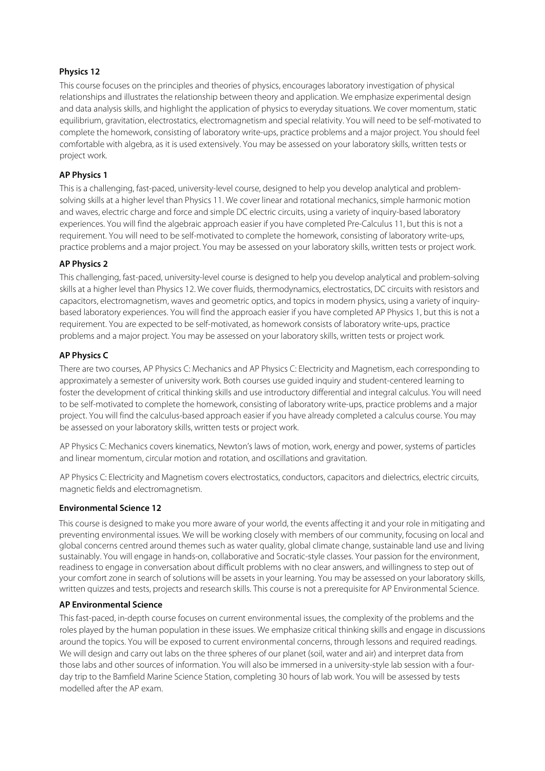### Physics 12

This course focuses on the principles and theories of physics, encourages laboratory investigation of physical relationships and illustrates the relationship between theory and application. We emphasize experimental design and data analysis skills, and highlight the application of physics to everyday situations. We cover momentum, static equilibrium, gravitation, electrostatics, electromagnetism and special relativity. You will need to be self-motivated to complete the homework, consisting of laboratory write-ups, practice problems and a major project. You should feel comfortable with algebra, as it is used extensively. You may be assessed on your laboratory skills, written tests or project work.

### AP Physics 1

This is a challenging, fast-paced, university-level course, designed to help you develop analytical and problem-solving skills at a higher level than Physics 11. We cover linear and rotational mechanics, simple harmonic motion and waves, electric charge and force and simple DC electric circuits, using a variety of inquiry-based laboratory experiences. You will find the algebraic approach easier if you have completed Pre-Calculus 11, but this is not a requirement. You will need to be self-motivated to complete the homework, consisting of laboratory write-ups, practice problems and a major project. You may be assessed on your laboratory skills, written tests or project work.

### AP Physics 2

This challenging, fast-paced, university-level course is designed to help you develop analytical and problem-solving skills at a higher level than Physics 12. We cover fluids, thermodynamics, electrostatics, DC circuits with resistors and capacitors, electromagnetism, waves and geometric optics, and topics in modern physics, using a variety of inquiry-based laboratory experiences. You will find the approach easier if you have completed AP Physics 1, but this is not a requirement. You are expected to be self-motivated, as homework consists of laboratory write-ups, practice problems and a major project. You may be assessed on your laboratory skills, written tests or project work.

### AP Physics C

There are two courses, AP Physics C: Mechanics and AP Physics C: Electricity and Magnetism, each corresponding to approximately a semester of university work. Both courses use guided inquiry and student-centered learning to foster the development of critical thinking skills and use introductory differential and integral calculus. You will need to be self-motivated to complete the homework, consisting of laboratory write-ups, practice problems and a major project. You will find the calculus-based approach easier if you have already completed a calculus course. You may be assessed on your laboratory skills, written tests or project work.

AP Physics C: Mechanics covers kinematics, Newton's laws of motion, work, energy and power, systems of particles and linear momentum, circular motion and rotation, and oscillations and gravitation.

AP Physics C: Electricity and Magnetism covers electrostatics, conductors, capacitors and dielectrics, electric circuits, magnetic fields and electromagnetism.

### Environmental Science 12

This course is designed to make you more aware of your world, the events affecting it and your role in mitigating and preventing environmental issues. We will be working closely with members of our community, focusing on local and global concerns centred around themes such as water quality, global climate change, sustainable land use and living sustainably. You will engage in hands-on, collaborative and Socratic-style classes. Your passion for the environment, readiness to engage in conversation about difficult problems with no clear answers, and willingness to step out of your comfort zone in search of solutions will be assets in your learning. You may be assessed on your laboratory skills, written quizzes and tests, projects and research skills. This course is not a prerequisite for AP Environmental Science.

### AP Environmental Science

This fast-paced, in-depth course focuses on current environmental issues, the complexity of the problems and the roles played by the human population in these issues. We emphasize critical thinking skills and engage in discussions around the topics. You will be exposed to current environmental concerns, through lessons and required readings. We will design and carry out labs on the three spheres of our planet (soil, water and air) and interpret data from those labs and other sources of information. You will also be immersed in a university-style lab session with a four-day trip to the Bamfield Marine Science Station, completing 30 hours of lab work. You will be assessed by tests modelled after the AP exam.